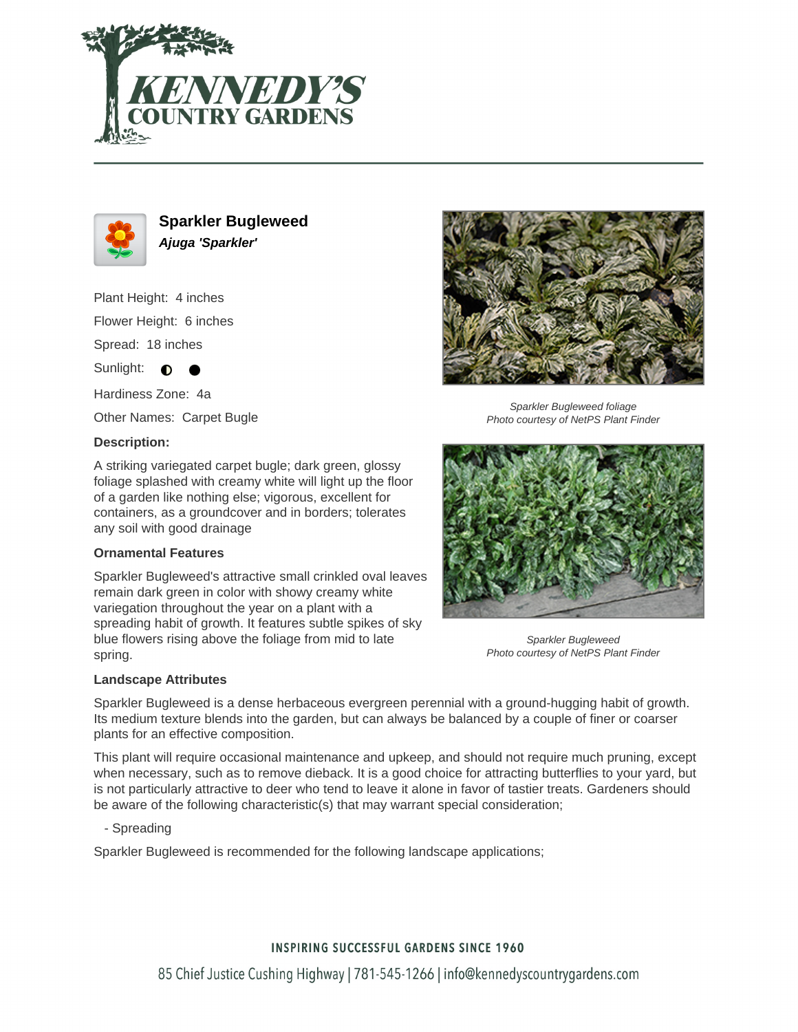# Sparkler Bugleweed

***Ajuga 'Sparkler'***

Plant Height: 4 inches

Flower Height: 6 inches

Spread: 18 inches

Sunlight: ◐ ●

Hardiness Zone: 4a

Other Names: Carpet Bugle

### Description:

A striking variegated carpet bugle; dark green, glossy foliage splashed with creamy white will light up the floor of a garden like nothing else; vigorous, excellent for containers, as a groundcover and in borders; tolerates any soil with good drainage

*Sparkler Bugleweed foliage*
*Photo courtesy of NetPS Plant Finder*

### Ornamental Features

Sparkler Bugleweed's attractive small crinkled oval leaves remain dark green in color with showy creamy white variegation throughout the year on a plant with a spreading habit of growth. It features subtle spikes of sky blue flowers rising above the foliage from mid to late spring.

*Sparkler Bugleweed*
*Photo courtesy of NetPS Plant Finder*

### Landscape Attributes

Sparkler Bugleweed is a dense herbaceous evergreen perennial with a ground-hugging habit of growth. Its medium texture blends into the garden, but can always be balanced by a couple of finer or coarser plants for an effective composition.

This plant will require occasional maintenance and upkeep, and should not require much pruning, except when necessary, such as to remove dieback. It is a good choice for attracting butterflies to your yard, but is not particularly attractive to deer who tend to leave it alone in favor of tastier treats. Gardeners should be aware of the following characteristic(s) that may warrant special consideration;

- Spreading

Sparkler Bugleweed is recommended for the following landscape applications;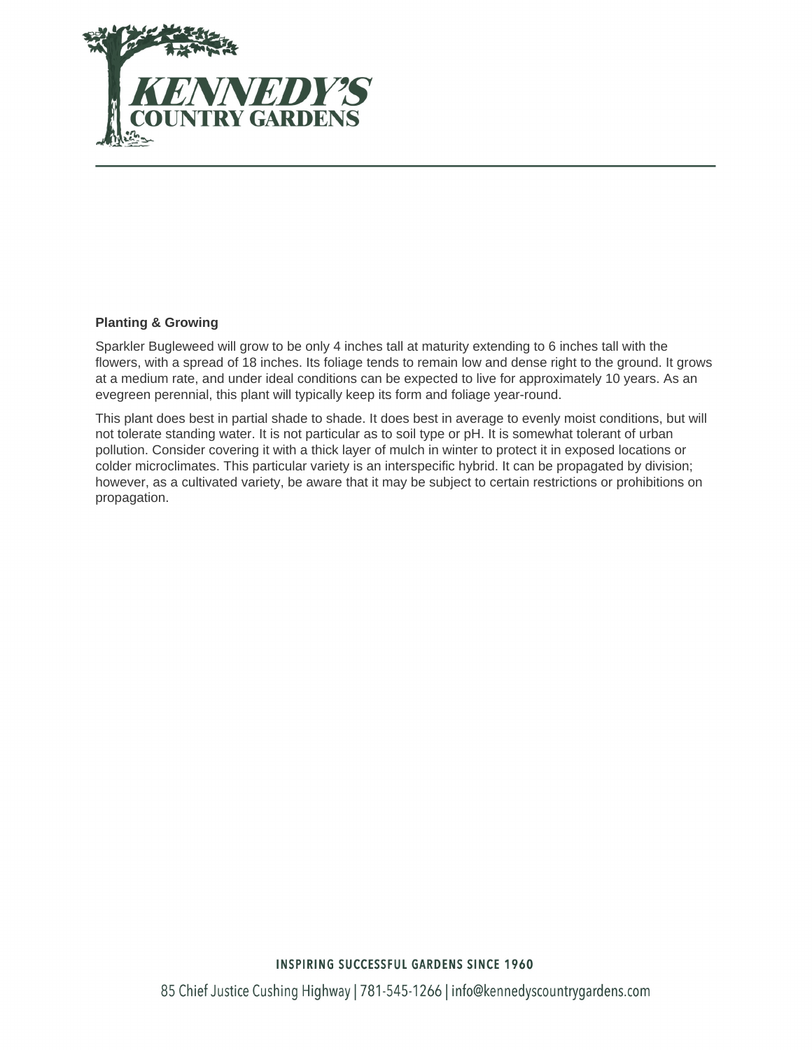**Planting & Growing**

Sparkler Bugleweed will grow to be only 4 inches tall at maturity extending to 6 inches tall with the flowers, with a spread of 18 inches. Its foliage tends to remain low and dense right to the ground. It grows at a medium rate, and under ideal conditions can be expected to live for approximately 10 years. As an evegreen perennial, this plant will typically keep its form and foliage year-round.

This plant does best in partial shade to shade. It does best in average to evenly moist conditions, but will not tolerate standing water. It is not particular as to soil type or pH. It is somewhat tolerant of urban pollution. Consider covering it with a thick layer of mulch in winter to protect it in exposed locations or colder microclimates. This particular variety is an interspecific hybrid. It can be propagated by division; however, as a cultivated variety, be aware that it may be subject to certain restrictions or prohibitions on propagation.